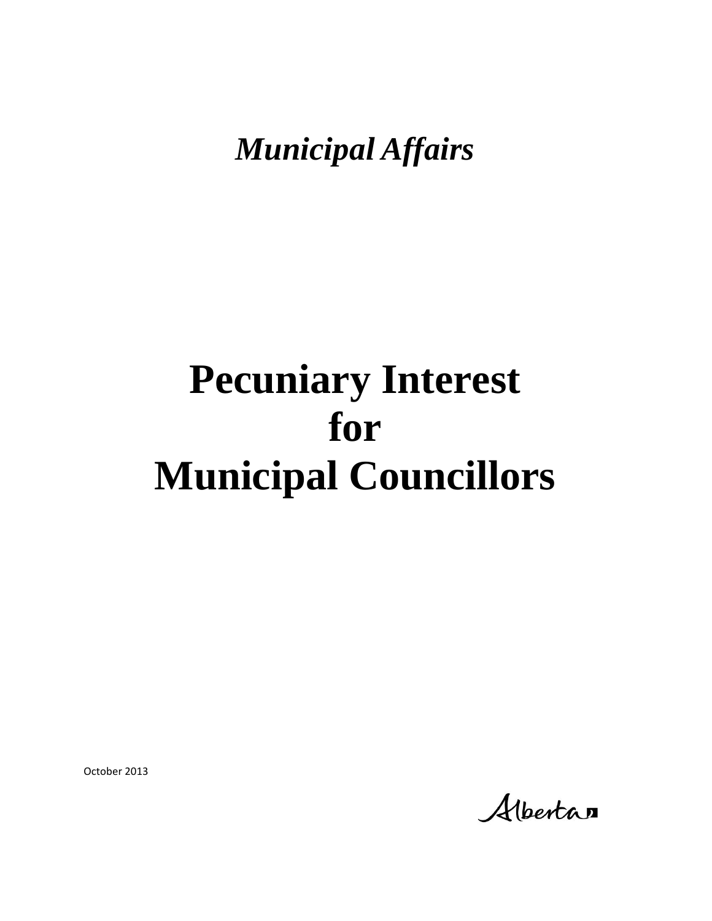*Municipal Affairs*

# Pecuniary Interest for Municipal Councillors

October 2013

Alberta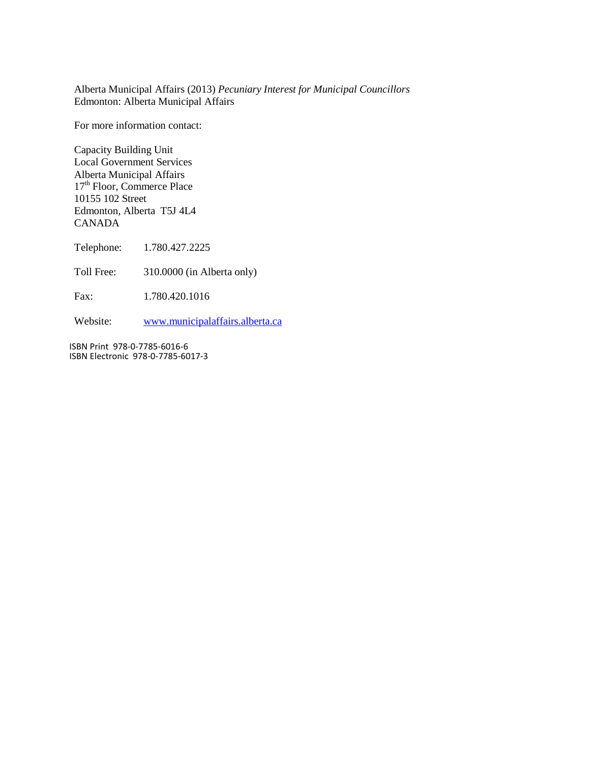Alberta Municipal Affairs (2013) *Pecuniary Interest for Municipal Councillors*
Edmonton: Alberta Municipal Affairs

For more information contact:

Capacity Building Unit
Local Government Services
Alberta Municipal Affairs
17th Floor, Commerce Place
10155 102 Street
Edmonton, Alberta T5J 4L4
CANADA

Telephone: 1.780.427.2225

Toll Free: 310.0000 (in Alberta only)

Fax: 1.780.420.1016

Website: www.municipalaffairs.alberta.ca

ISBN Print 978-0-7785-6016-6
ISBN Electronic 978-0-7785-6017-3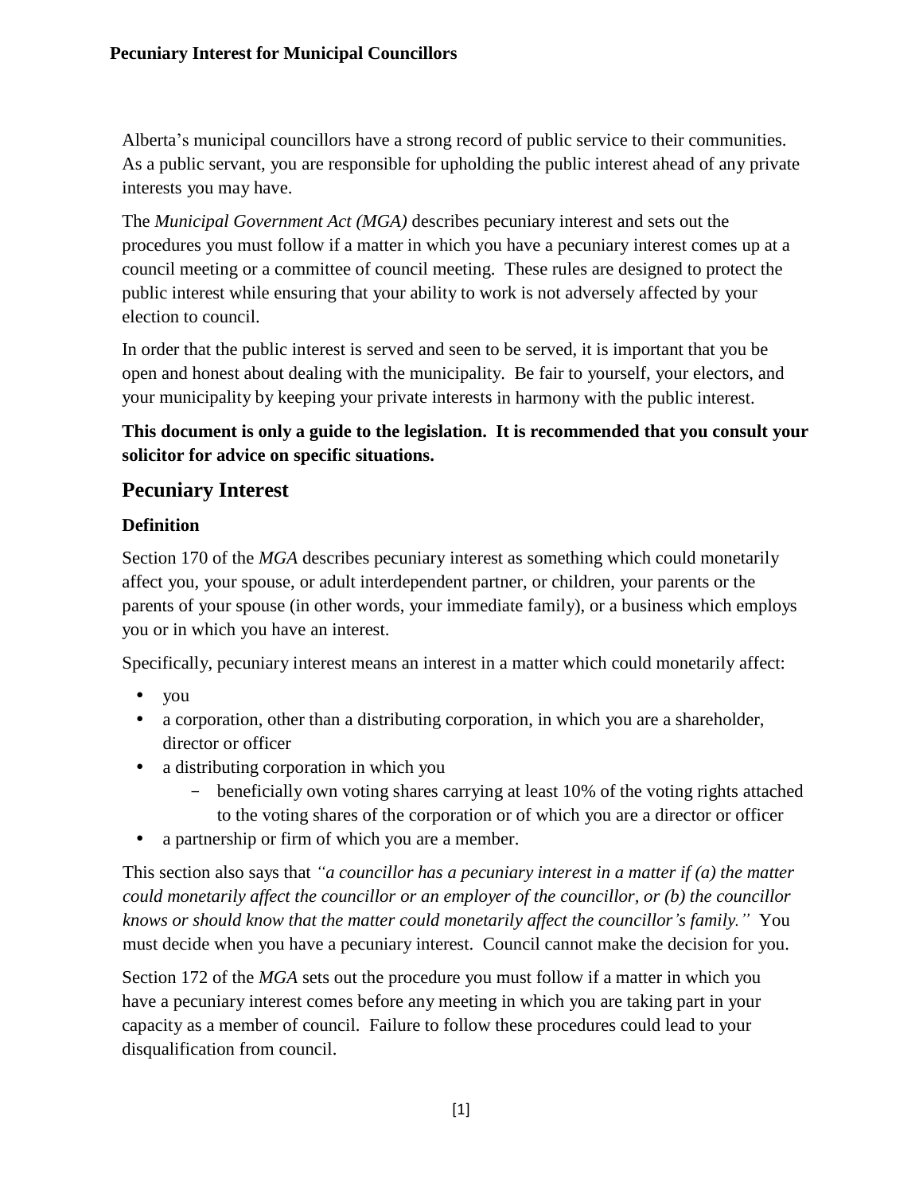Alberta's municipal councillors have a strong record of public service to their communities. As a public servant, you are responsible for upholding the public interest ahead of any private interests you may have.

The *Municipal Government Act (MGA)* describes pecuniary interest and sets out the procedures you must follow if a matter in which you have a pecuniary interest comes up at a council meeting or a committee of council meeting. These rules are designed to protect the public interest while ensuring that your ability to work is not adversely affected by your election to council.

In order that the public interest is served and seen to be served, it is important that you be open and honest about dealing with the municipality. Be fair to yourself, your electors, and your municipality by keeping your private interests in harmony with the public interest.

**This document is only a guide to the legislation. It is recommended that you consult your solicitor for advice on specific situations.**

## Pecuniary Interest

### Definition

Section 170 of the *MGA* describes pecuniary interest as something which could monetarily affect you, your spouse, or adult interdependent partner, or children, your parents or the parents of your spouse (in other words, your immediate family), or a business which employs you or in which you have an interest.

Specifically, pecuniary interest means an interest in a matter which could monetarily affect:

- you
- a corporation, other than a distributing corporation, in which you are a shareholder, director or officer
- a distributing corporation in which you
  - beneficially own voting shares carrying at least 10% of the voting rights attached to the voting shares of the corporation or of which you are a director or officer
- a partnership or firm of which you are a member.

This section also says that *"a councillor has a pecuniary interest in a matter if (a) the matter could monetarily affect the councillor or an employer of the councillor, or (b) the councillor knows or should know that the matter could monetarily affect the councillor's family."* You must decide when you have a pecuniary interest. Council cannot make the decision for you.

Section 172 of the *MGA* sets out the procedure you must follow if a matter in which you have a pecuniary interest comes before any meeting in which you are taking part in your capacity as a member of council. Failure to follow these procedures could lead to your disqualification from council.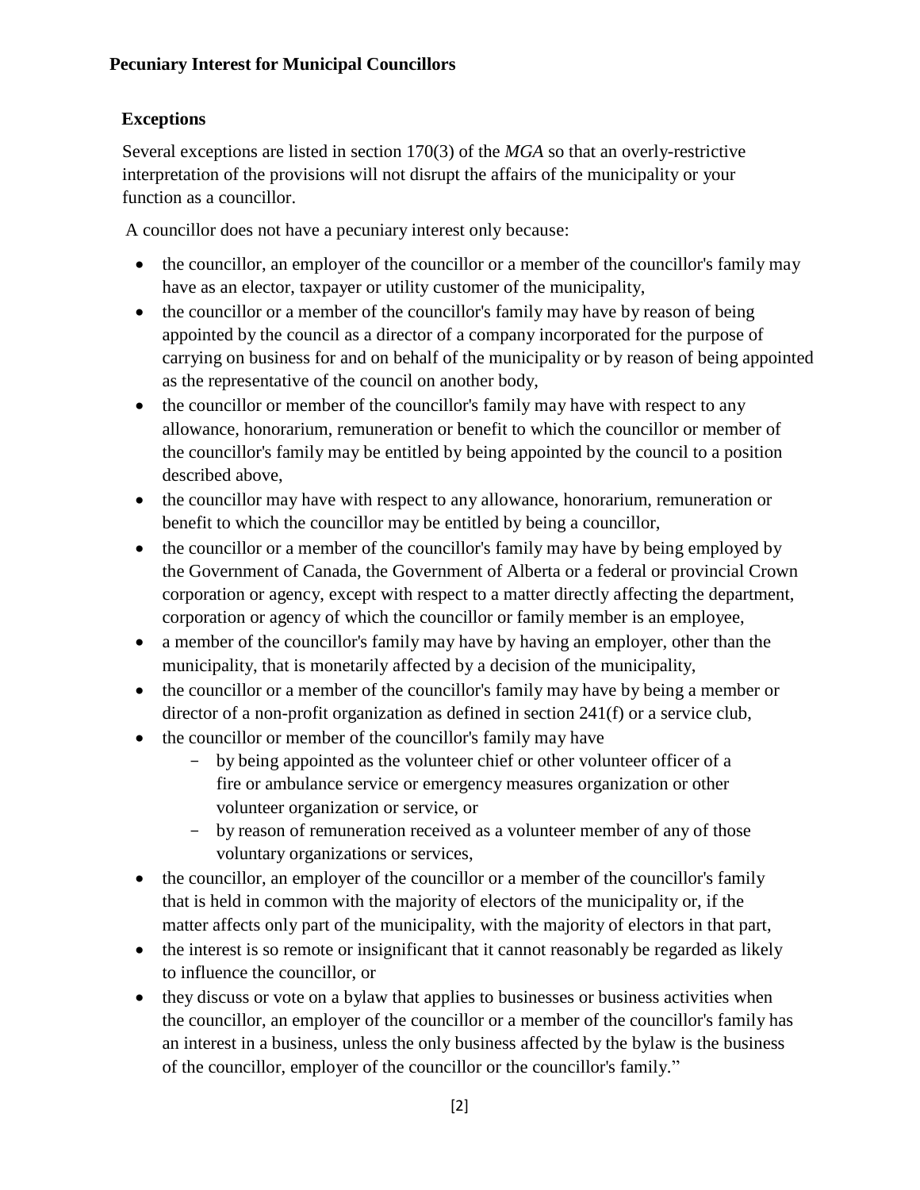## Pecuniary Interest for Municipal Councillors

### Exceptions

Several exceptions are listed in section 170(3) of the *MGA* so that an overly-restrictive interpretation of the provisions will not disrupt the affairs of the municipality or your function as a councillor.

A councillor does not have a pecuniary interest only because:

- the councillor, an employer of the councillor or a member of the councillor's family may have as an elector, taxpayer or utility customer of the municipality,
- the councillor or a member of the councillor's family may have by reason of being appointed by the council as a director of a company incorporated for the purpose of carrying on business for and on behalf of the municipality or by reason of being appointed as the representative of the council on another body,
- the councillor or member of the councillor's family may have with respect to any allowance, honorarium, remuneration or benefit to which the councillor or member of the councillor's family may be entitled by being appointed by the council to a position described above,
- the councillor may have with respect to any allowance, honorarium, remuneration or benefit to which the councillor may be entitled by being a councillor,
- the councillor or a member of the councillor's family may have by being employed by the Government of Canada, the Government of Alberta or a federal or provincial Crown corporation or agency, except with respect to a matter directly affecting the department, corporation or agency of which the councillor or family member is an employee,
- a member of the councillor's family may have by having an employer, other than the municipality, that is monetarily affected by a decision of the municipality,
- the councillor or a member of the councillor's family may have by being a member or director of a non-profit organization as defined in section 241(f) or a service club,
- the councillor or member of the councillor's family may have
  - by being appointed as the volunteer chief or other volunteer officer of a fire or ambulance service or emergency measures organization or other volunteer organization or service, or
  - by reason of remuneration received as a volunteer member of any of those voluntary organizations or services,
- the councillor, an employer of the councillor or a member of the councillor's family that is held in common with the majority of electors of the municipality or, if the matter affects only part of the municipality, with the majority of electors in that part,
- the interest is so remote or insignificant that it cannot reasonably be regarded as likely to influence the councillor, or
- they discuss or vote on a bylaw that applies to businesses or business activities when the councillor, an employer of the councillor or a member of the councillor's family has an interest in a business, unless the only business affected by the bylaw is the business of the councillor, employer of the councillor or the councillor's family."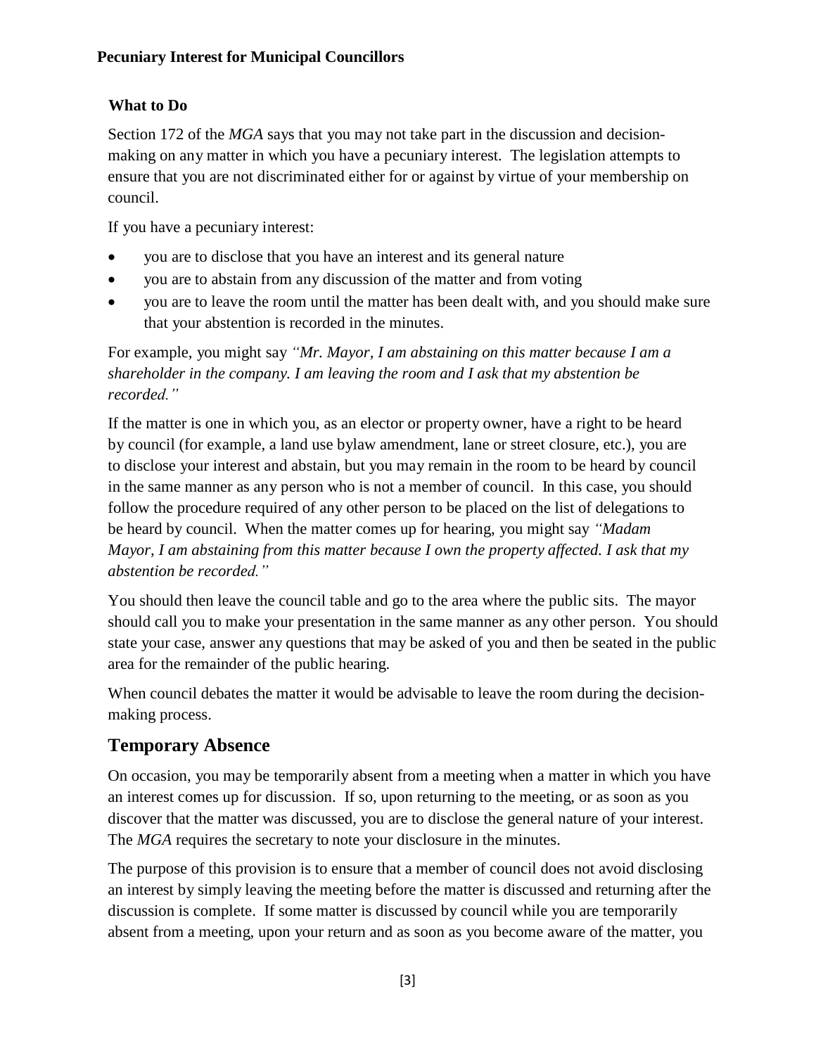### What to Do

Section 172 of the *MGA* says that you may not take part in the discussion and decision-making on any matter in which you have a pecuniary interest. The legislation attempts to ensure that you are not discriminated either for or against by virtue of your membership on council.

If you have a pecuniary interest:

- you are to disclose that you have an interest and its general nature
- you are to abstain from any discussion of the matter and from voting
- you are to leave the room until the matter has been dealt with, and you should make sure that your abstention is recorded in the minutes.

For example, you might say *"Mr. Mayor, I am abstaining on this matter because I am a shareholder in the company. I am leaving the room and I ask that my abstention be recorded."*

If the matter is one in which you, as an elector or property owner, have a right to be heard by council (for example, a land use bylaw amendment, lane or street closure, etc.), you are to disclose your interest and abstain, but you may remain in the room to be heard by council in the same manner as any person who is not a member of council. In this case, you should follow the procedure required of any other person to be placed on the list of delegations to be heard by council. When the matter comes up for hearing, you might say *"Madam Mayor, I am abstaining from this matter because I own the property affected. I ask that my abstention be recorded."*

You should then leave the council table and go to the area where the public sits. The mayor should call you to make your presentation in the same manner as any other person. You should state your case, answer any questions that may be asked of you and then be seated in the public area for the remainder of the public hearing.

When council debates the matter it would be advisable to leave the room during the decision-making process.

## Temporary Absence

On occasion, you may be temporarily absent from a meeting when a matter in which you have an interest comes up for discussion. If so, upon returning to the meeting, or as soon as you discover that the matter was discussed, you are to disclose the general nature of your interest. The *MGA* requires the secretary to note your disclosure in the minutes.

The purpose of this provision is to ensure that a member of council does not avoid disclosing an interest by simply leaving the meeting before the matter is discussed and returning after the discussion is complete. If some matter is discussed by council while you are temporarily absent from a meeting, upon your return and as soon as you become aware of the matter, you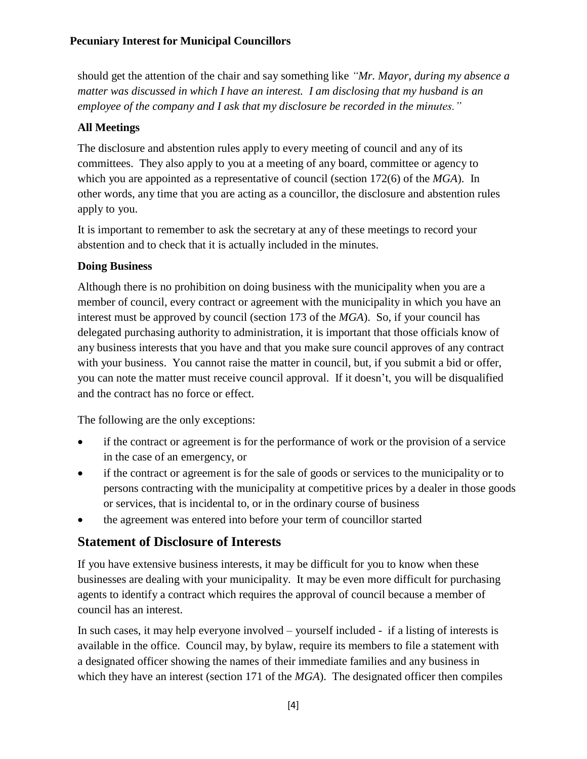should get the attention of the chair and say something like *"Mr. Mayor, during my absence a matter was discussed in which I have an interest. I am disclosing that my husband is an employee of the company and I ask that my disclosure be recorded in the minutes."*

**All Meetings**

The disclosure and abstention rules apply to every meeting of council and any of its committees. They also apply to you at a meeting of any board, committee or agency to which you are appointed as a representative of council (section 172(6) of the *MGA*). In other words, any time that you are acting as a councillor, the disclosure and abstention rules apply to you.

It is important to remember to ask the secretary at any of these meetings to record your abstention and to check that it is actually included in the minutes.

**Doing Business**

Although there is no prohibition on doing business with the municipality when you are a member of council, every contract or agreement with the municipality in which you have an interest must be approved by council (section 173 of the *MGA*). So, if your council has delegated purchasing authority to administration, it is important that those officials know of any business interests that you have and that you make sure council approves of any contract with your business. You cannot raise the matter in council, but, if you submit a bid or offer, you can note the matter must receive council approval. If it doesn't, you will be disqualified and the contract has no force or effect.

The following are the only exceptions:

- if the contract or agreement is for the performance of work or the provision of a service in the case of an emergency, or
- if the contract or agreement is for the sale of goods or services to the municipality or to persons contracting with the municipality at competitive prices by a dealer in those goods or services, that is incidental to, or in the ordinary course of business
- the agreement was entered into before your term of councillor started

## Statement of Disclosure of Interests

If you have extensive business interests, it may be difficult for you to know when these businesses are dealing with your municipality. It may be even more difficult for purchasing agents to identify a contract which requires the approval of council because a member of council has an interest.

In such cases, it may help everyone involved – yourself included - if a listing of interests is available in the office. Council may, by bylaw, require its members to file a statement with a designated officer showing the names of their immediate families and any business in which they have an interest (section 171 of the *MGA*). The designated officer then compiles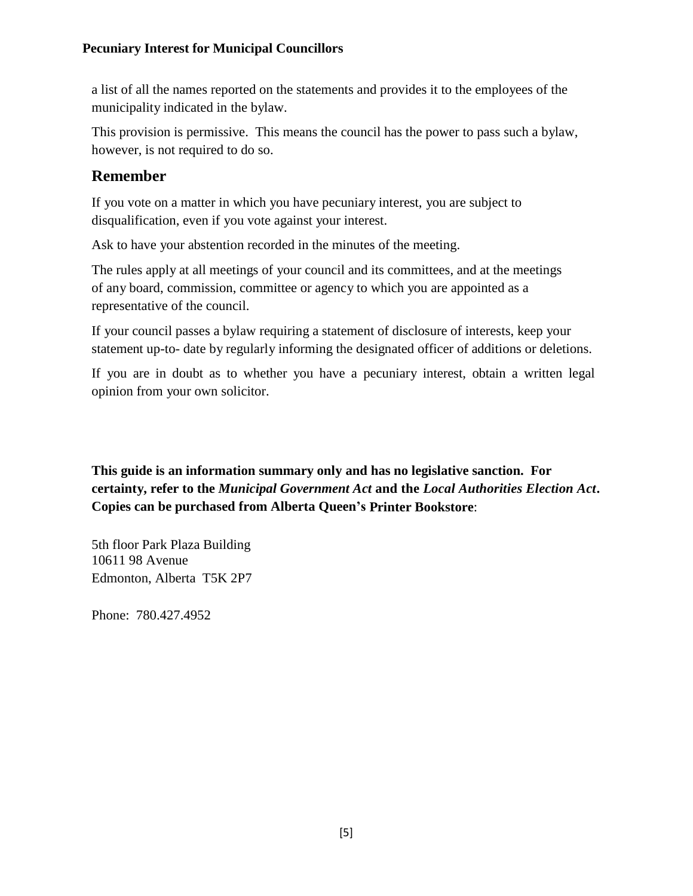a list of all the names reported on the statements and provides it to the employees of the municipality indicated in the bylaw.

This provision is permissive. This means the council has the power to pass such a bylaw, however, is not required to do so.

## Remember

If you vote on a matter in which you have pecuniary interest, you are subject to disqualification, even if you vote against your interest.

Ask to have your abstention recorded in the minutes of the meeting.

The rules apply at all meetings of your council and its committees, and at the meetings of any board, commission, committee or agency to which you are appointed as a representative of the council.

If your council passes a bylaw requiring a statement of disclosure of interests, keep your statement up-to- date by regularly informing the designated officer of additions or deletions.

If you are in doubt as to whether you have a pecuniary interest, obtain a written legal opinion from your own solicitor.

**This guide is an information summary only and has no legislative sanction. For certainty, refer to the *Municipal Government Act* and the *Local Authorities Election Act*. Copies can be purchased from Alberta Queen's Printer Bookstore**:

5th floor Park Plaza Building
10611 98 Avenue
Edmonton, Alberta T5K 2P7

Phone: 780.427.4952